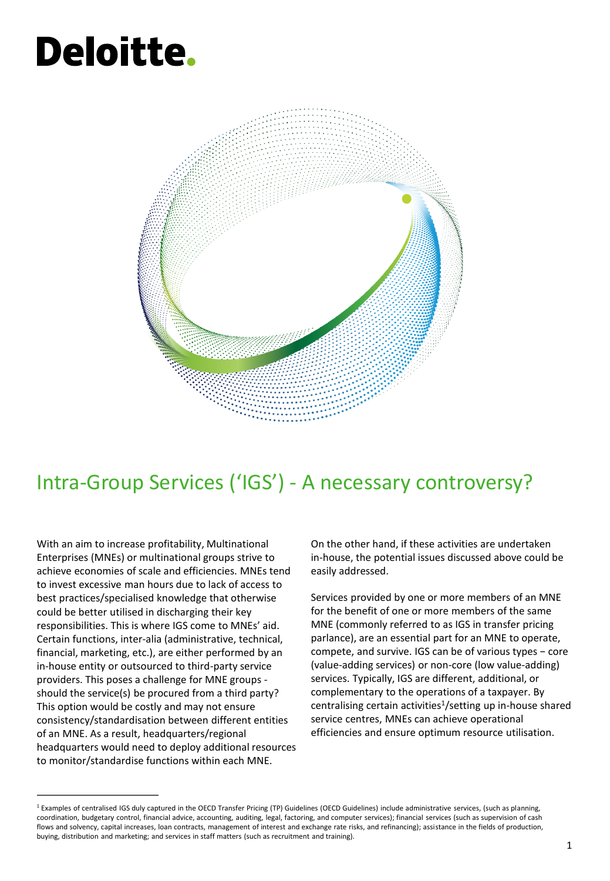Deloitte.

# Intra-Group Services ('IGS') - A necessary controversy?

With an aim to increase profitability, Multinational Enterprises (MNEs) or multinational groups strive to achieve economies of scale and efficiencies. MNEs tend to invest excessive man hours due to lack of access to best practices/specialised knowledge that otherwise could be better utilised in discharging their key responsibilities. This is where IGS come to MNEs' aid. Certain functions, inter-alia (administrative, technical, financial, marketing, etc.), are either performed by an in-house entity or outsourced to third-party service providers. This poses a challenge for MNE groups - should the service(s) be procured from a third party? This option would be costly and may not ensure consistency/standardisation between different entities of an MNE. As a result, headquarters/regional headquarters would need to deploy additional resources to monitor/standardise functions within each MNE.

On the other hand, if these activities are undertaken in-house, the potential issues discussed above could be easily addressed.

Services provided by one or more members of an MNE for the benefit of one or more members of the same MNE (commonly referred to as IGS in transfer pricing parlance), are an essential part for an MNE to operate, compete, and survive. IGS can be of various types – core (value-adding services) or non-core (low value-adding) services. Typically, IGS are different, additional, or complementary to the operations of a taxpayer. By centralising certain activities[1]/setting up in-house shared service centres, MNEs can achieve operational efficiencies and ensure optimum resource utilisation.

[1] Examples of centralised IGS duly captured in the OECD Transfer Pricing (TP) Guidelines (OECD Guidelines) include administrative services, (such as planning, coordination, budgetary control, financial advice, accounting, auditing, legal, factoring, and computer services); financial services (such as supervision of cash flows and solvency, capital increases, loan contracts, management of interest and exchange rate risks, and refinancing); assistance in the fields of production, buying, distribution and marketing; and services in staff matters (such as recruitment and training).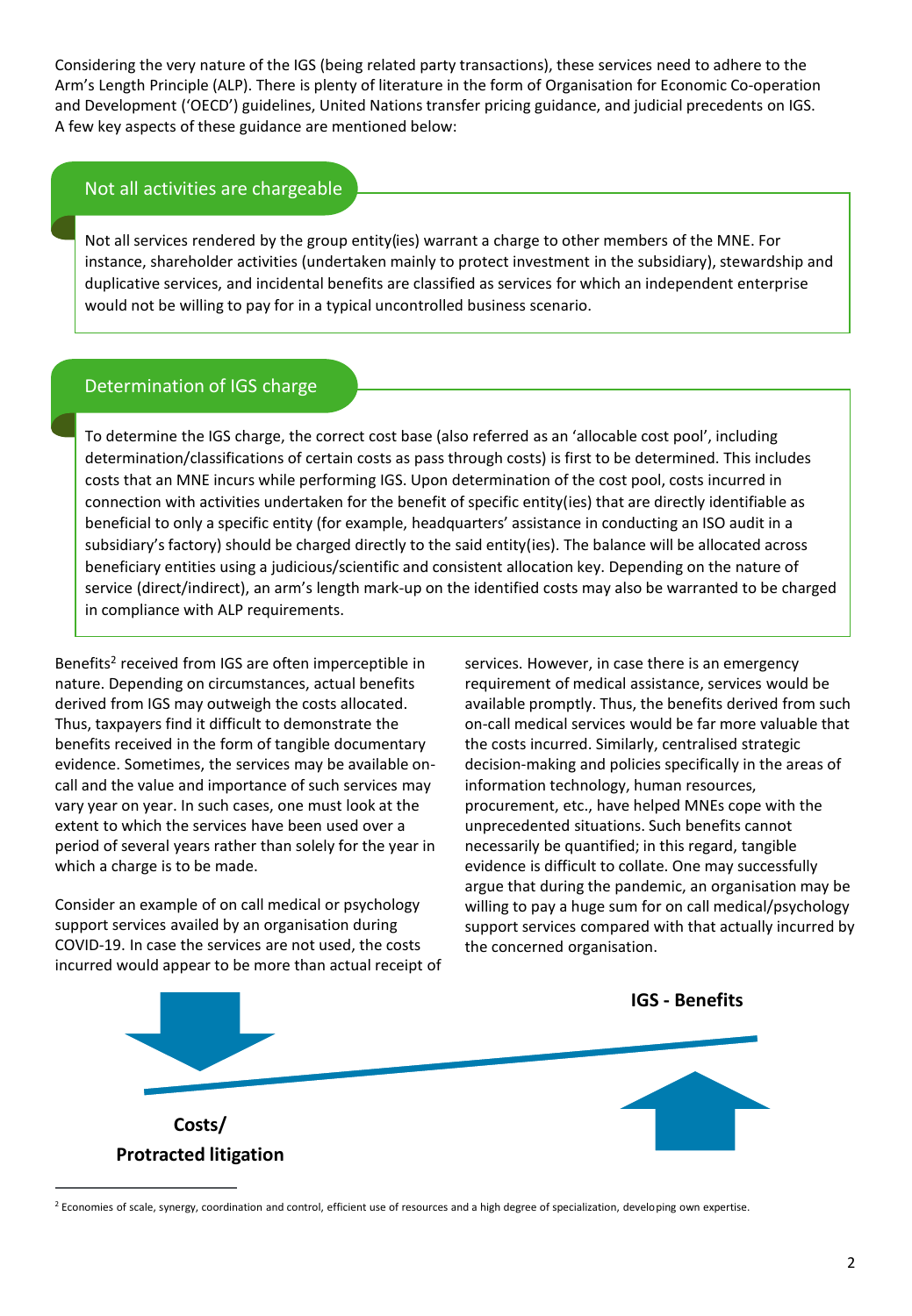Considering the very nature of the IGS (being related party transactions), these services need to adhere to the Arm's Length Principle (ALP). There is plenty of literature in the form of Organisation for Economic Co-operation and Development ('OECD') guidelines, United Nations transfer pricing guidance, and judicial precedents on IGS. A few key aspects of these guidance are mentioned below:

### Not all activities are chargeable

Not all services rendered by the group entity(ies) warrant a charge to other members of the MNE. For instance, shareholder activities (undertaken mainly to protect investment in the subsidiary), stewardship and duplicative services, and incidental benefits are classified as services for which an independent enterprise would not be willing to pay for in a typical uncontrolled business scenario.

### Determination of IGS charge

To determine the IGS charge, the correct cost base (also referred as an 'allocable cost pool', including determination/classifications of certain costs as pass through costs) is first to be determined. This includes costs that an MNE incurs while performing IGS. Upon determination of the cost pool, costs incurred in connection with activities undertaken for the benefit of specific entity(ies) that are directly identifiable as beneficial to only a specific entity (for example, headquarters' assistance in conducting an ISO audit in a subsidiary's factory) should be charged directly to the said entity(ies). The balance will be allocated across beneficiary entities using a judicious/scientific and consistent allocation key. Depending on the nature of service (direct/indirect), an arm's length mark-up on the identified costs may also be warranted to be charged in compliance with ALP requirements.

Benefits[2] received from IGS are often imperceptible in nature. Depending on circumstances, actual benefits derived from IGS may outweigh the costs allocated. Thus, taxpayers find it difficult to demonstrate the benefits received in the form of tangible documentary evidence. Sometimes, the services may be available on-call and the value and importance of such services may vary year on year. In such cases, one must look at the extent to which the services have been used over a period of several years rather than solely for the year in which a charge is to be made.

Consider an example of on call medical or psychology support services availed by an organisation during COVID-19. In case the services are not used, the costs incurred would appear to be more than actual receipt of services. However, in case there is an emergency requirement of medical assistance, services would be available promptly. Thus, the benefits derived from such on-call medical services would be far more valuable that the costs incurred. Similarly, centralised strategic decision-making and policies specifically in the areas of information technology, human resources, procurement, etc., have helped MNEs cope with the unprecedented situations. Such benefits cannot necessarily be quantified; in this regard, tangible evidence is difficult to collate. One may successfully argue that during the pandemic, an organisation may be willing to pay a huge sum for on call medical/psychology support services compared with that actually incurred by the concerned organisation.

**IGS - Benefits**

**Costs/ Protracted litigation**

---

[2] Economies of scale, synergy, coordination and control, efficient use of resources and a high degree of specialization, developing own expertise.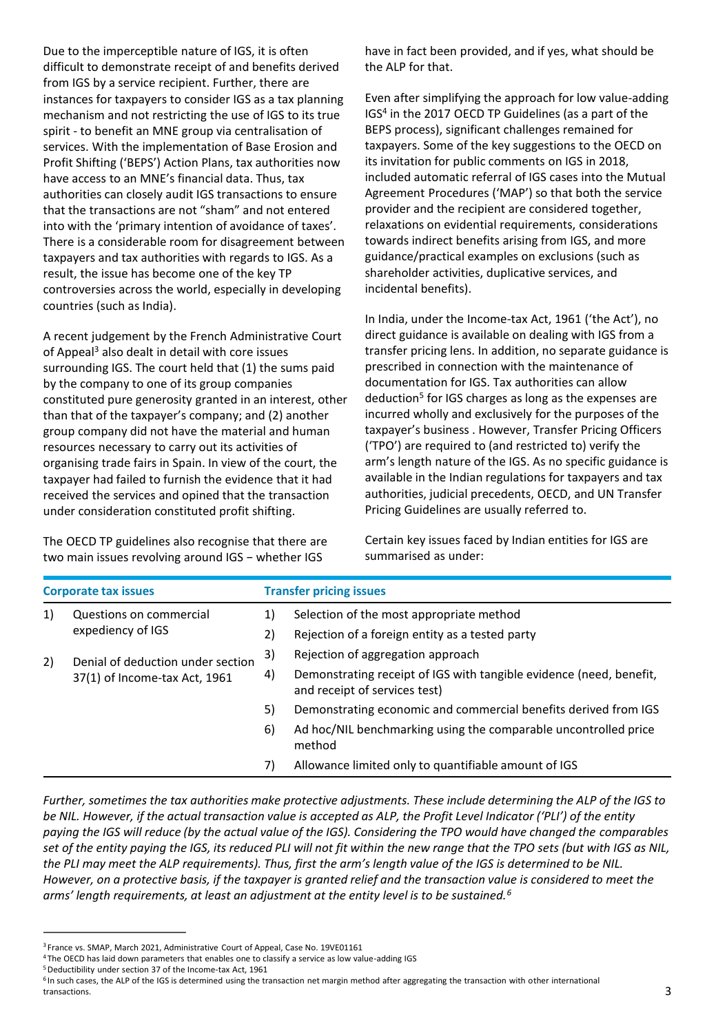Due to the imperceptible nature of IGS, it is often difficult to demonstrate receipt of and benefits derived from IGS by a service recipient. Further, there are instances for taxpayers to consider IGS as a tax planning mechanism and not restricting the use of IGS to its true spirit - to benefit an MNE group via centralisation of services. With the implementation of Base Erosion and Profit Shifting ('BEPS') Action Plans, tax authorities now have access to an MNE's financial data. Thus, tax authorities can closely audit IGS transactions to ensure that the transactions are not "sham" and not entered into with the 'primary intention of avoidance of taxes'. There is a considerable room for disagreement between taxpayers and tax authorities with regards to IGS. As a result, the issue has become one of the key TP controversies across the world, especially in developing countries (such as India).

A recent judgement by the French Administrative Court of Appeal[3] also dealt in detail with core issues surrounding IGS. The court held that (1) the sums paid by the company to one of its group companies constituted pure generosity granted in an interest, other than that of the taxpayer's company; and (2) another group company did not have the material and human resources necessary to carry out its activities of organising trade fairs in Spain. In view of the court, the taxpayer had failed to furnish the evidence that it had received the services and opined that the transaction under consideration constituted profit shifting.

The OECD TP guidelines also recognise that there are two main issues revolving around IGS – whether IGS have in fact been provided, and if yes, what should be the ALP for that.

Even after simplifying the approach for low value-adding IGS[4] in the 2017 OECD TP Guidelines (as a part of the BEPS process), significant challenges remained for taxpayers. Some of the key suggestions to the OECD on its invitation for public comments on IGS in 2018, included automatic referral of IGS cases into the Mutual Agreement Procedures ('MAP') so that both the service provider and the recipient are considered together, relaxations on evidential requirements, considerations towards indirect benefits arising from IGS, and more guidance/practical examples on exclusions (such as shareholder activities, duplicative services, and incidental benefits).

In India, under the Income-tax Act, 1961 ('the Act'), no direct guidance is available on dealing with IGS from a transfer pricing lens. In addition, no separate guidance is prescribed in connection with the maintenance of documentation for IGS. Tax authorities can allow deduction[5] for IGS charges as long as the expenses are incurred wholly and exclusively for the purposes of the taxpayer's business . However, Transfer Pricing Officers ('TPO') are required to (and restricted to) verify the arm's length nature of the IGS. As no specific guidance is available in the Indian regulations for taxpayers and tax authorities, judicial precedents, OECD, and UN Transfer Pricing Guidelines are usually referred to.

Certain key issues faced by Indian entities for IGS are summarised as under:

| Corporate tax issues | Transfer pricing issues |
|---|---|
| 1) Questions on commercial expediency of IGS | 1) Selection of the most appropriate method |
| 2) Denial of deduction under section 37(1) of Income-tax Act, 1961 | 2) Rejection of a foreign entity as a tested party |
| | 3) Rejection of aggregation approach |
| | 4) Demonstrating receipt of IGS with tangible evidence (need, benefit, and receipt of services test) |
| | 5) Demonstrating economic and commercial benefits derived from IGS |
| | 6) Ad hoc/NIL benchmarking using the comparable uncontrolled price method |
| | 7) Allowance limited only to quantifiable amount of IGS |

*Further, sometimes the tax authorities make protective adjustments. These include determining the ALP of the IGS to be NIL. However, if the actual transaction value is accepted as ALP, the Profit Level Indicator ('PLI') of the entity paying the IGS will reduce (by the actual value of the IGS). Considering the TPO would have changed the comparables set of the entity paying the IGS, its reduced PLI will not fit within the new range that the TPO sets (but with IGS as NIL, the PLI may meet the ALP requirements). Thus, first the arm's length value of the IGS is determined to be NIL. However, on a protective basis, if the taxpayer is granted relief and the transaction value is considered to meet the arms' length requirements, at least an adjustment at the entity level is to be sustained.[6]*

---

[3] France vs. SMAP, March 2021, Administrative Court of Appeal, Case No. 19VE01161

[4] The OECD has laid down parameters that enables one to classify a service as low value-adding IGS

[5] Deductibility under section 37 of the Income-tax Act, 1961

[6] In such cases, the ALP of the IGS is determined using the transaction net margin method after aggregating the transaction with other international transactions.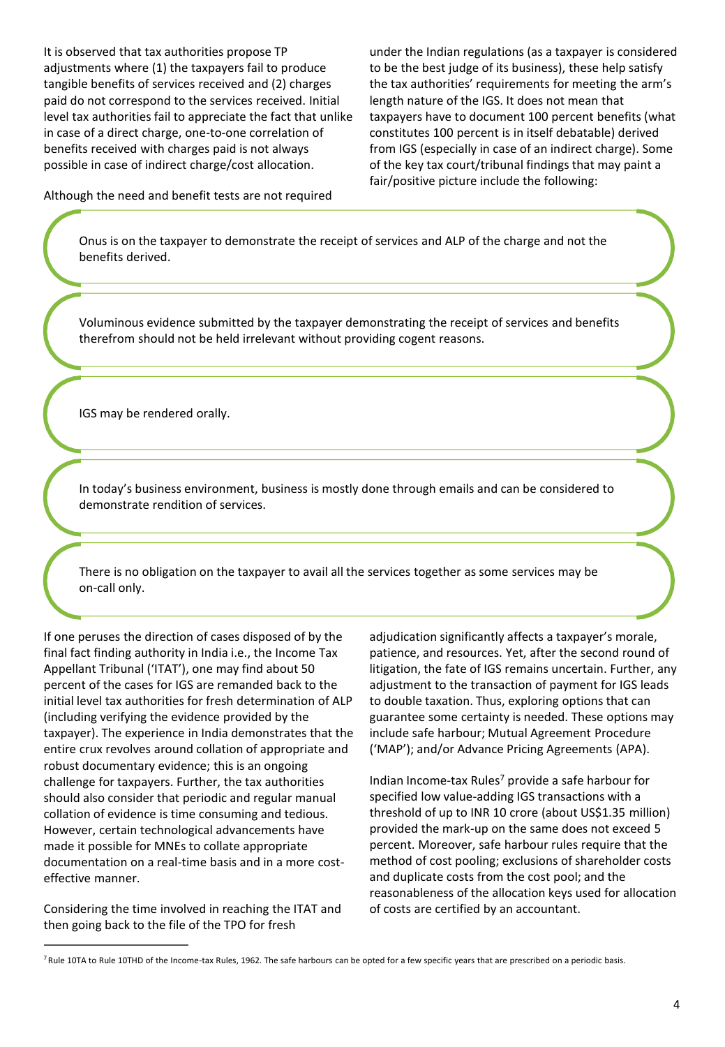It is observed that tax authorities propose TP adjustments where (1) the taxpayers fail to produce tangible benefits of services received and (2) charges paid do not correspond to the services received. Initial level tax authorities fail to appreciate the fact that unlike in case of a direct charge, one-to-one correlation of benefits received with charges paid is not always possible in case of indirect charge/cost allocation.

Although the need and benefit tests are not required under the Indian regulations (as a taxpayer is considered to be the best judge of its business), these help satisfy the tax authorities' requirements for meeting the arm's length nature of the IGS. It does not mean that taxpayers have to document 100 percent benefits (what constitutes 100 percent is in itself debatable) derived from IGS (especially in case of an indirect charge). Some of the key tax court/tribunal findings that may paint a fair/positive picture include the following:

- Onus is on the taxpayer to demonstrate the receipt of services and ALP of the charge and not the benefits derived.
- Voluminous evidence submitted by the taxpayer demonstrating the receipt of services and benefits therefrom should not be held irrelevant without providing cogent reasons.
- IGS may be rendered orally.
- In today's business environment, business is mostly done through emails and can be considered to demonstrate rendition of services.
- There is no obligation on the taxpayer to avail all the services together as some services may be on-call only.

If one peruses the direction of cases disposed of by the final fact finding authority in India i.e., the Income Tax Appellant Tribunal ('ITAT'), one may find about 50 percent of the cases for IGS are remanded back to the initial level tax authorities for fresh determination of ALP (including verifying the evidence provided by the taxpayer). The experience in India demonstrates that the entire crux revolves around collation of appropriate and robust documentary evidence; this is an ongoing challenge for taxpayers. Further, the tax authorities should also consider that periodic and regular manual collation of evidence is time consuming and tedious. However, certain technological advancements have made it possible for MNEs to collate appropriate documentation on a real-time basis and in a more cost-effective manner.

Considering the time involved in reaching the ITAT and then going back to the file of the TPO for fresh adjudication significantly affects a taxpayer's morale, patience, and resources. Yet, after the second round of litigation, the fate of IGS remains uncertain. Further, any adjustment to the transaction of payment for IGS leads to double taxation. Thus, exploring options that can guarantee some certainty is needed. These options may include safe harbour; Mutual Agreement Procedure ('MAP'); and/or Advance Pricing Agreements (APA).

Indian Income-tax Rules[7] provide a safe harbour for specified low value-adding IGS transactions with a threshold of up to INR 10 crore (about US$1.35 million) provided the mark-up on the same does not exceed 5 percent. Moreover, safe harbour rules require that the method of cost pooling; exclusions of shareholder costs and duplicate costs from the cost pool; and the reasonableness of the allocation keys used for allocation of costs are certified by an accountant.

[7] Rule 10TA to Rule 10THD of the Income-tax Rules, 1962. The safe harbours can be opted for a few specific years that are prescribed on a periodic basis.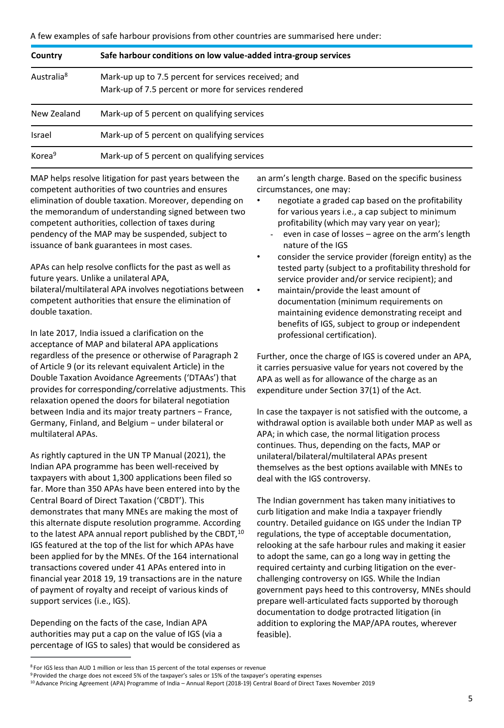A few examples of safe harbour provisions from other countries are summarised here under:

| Country | Safe harbour conditions on low value-added intra-group services |
|---|---|
| Australia[8] | Mark-up up to 7.5 percent for services received; and<br>Mark-up of 7.5 percent or more for services rendered |
| New Zealand | Mark-up of 5 percent on qualifying services |
| Israel | Mark-up of 5 percent on qualifying services |
| Korea[9] | Mark-up of 5 percent on qualifying services |

MAP helps resolve litigation for past years between the competent authorities of two countries and ensures elimination of double taxation. Moreover, depending on the memorandum of understanding signed between two competent authorities, collection of taxes during pendency of the MAP may be suspended, subject to issuance of bank guarantees in most cases.

APAs can help resolve conflicts for the past as well as future years. Unlike a unilateral APA, bilateral/multilateral APA involves negotiations between competent authorities that ensure the elimination of double taxation.

In late 2017, India issued a clarification on the acceptance of MAP and bilateral APA applications regardless of the presence or otherwise of Paragraph 2 of Article 9 (or its relevant equivalent Article) in the Double Taxation Avoidance Agreements ('DTAAs') that provides for corresponding/correlative adjustments. This relaxation opened the doors for bilateral negotiation between India and its major treaty partners − France, Germany, Finland, and Belgium − under bilateral or multilateral APAs.

As rightly captured in the UN TP Manual (2021), the Indian APA programme has been well-received by taxpayers with about 1,300 applications been filed so far. More than 350 APAs have been entered into by the Central Board of Direct Taxation ('CBDT'). This demonstrates that many MNEs are making the most of this alternate dispute resolution programme. According to the latest APA annual report published by the CBDT,[10] IGS featured at the top of the list for which APAs have been applied for by the MNEs. Of the 164 international transactions covered under 41 APAs entered into in financial year 2018 19, 19 transactions are in the nature of payment of royalty and receipt of various kinds of support services (i.e., IGS).

Depending on the facts of the case, Indian APA authorities may put a cap on the value of IGS (via a percentage of IGS to sales) that would be considered as an arm's length charge. Based on the specific business circumstances, one may:

- negotiate a graded cap based on the profitability for various years i.e., a cap subject to minimum profitability (which may vary year on year);
  - even in case of losses – agree on the arm's length nature of the IGS
- consider the service provider (foreign entity) as the tested party (subject to a profitability threshold for service provider and/or service recipient); and
- maintain/provide the least amount of documentation (minimum requirements on maintaining evidence demonstrating receipt and benefits of IGS, subject to group or independent professional certification).

Further, once the charge of IGS is covered under an APA, it carries persuasive value for years not covered by the APA as well as for allowance of the charge as an expenditure under Section 37(1) of the Act.

In case the taxpayer is not satisfied with the outcome, a withdrawal option is available both under MAP as well as APA; in which case, the normal litigation process continues. Thus, depending on the facts, MAP or unilateral/bilateral/multilateral APAs present themselves as the best options available with MNEs to deal with the IGS controversy.

The Indian government has taken many initiatives to curb litigation and make India a taxpayer friendly country. Detailed guidance on IGS under the Indian TP regulations, the type of acceptable documentation, relooking at the safe harbour rules and making it easier to adopt the same, can go a long way in getting the required certainty and curbing litigation on the ever-challenging controversy on IGS. While the Indian government pays heed to this controversy, MNEs should prepare well-articulated facts supported by thorough documentation to dodge protracted litigation (in addition to exploring the MAP/APA routes, wherever feasible).

---

[8] For IGS less than AUD 1 million or less than 15 percent of the total expenses or revenue

[9] Provided the charge does not exceed 5% of the taxpayer's sales or 15% of the taxpayer's operating expenses

[10] Advance Pricing Agreement (APA) Programme of India – Annual Report (2018-19) Central Board of Direct Taxes November 2019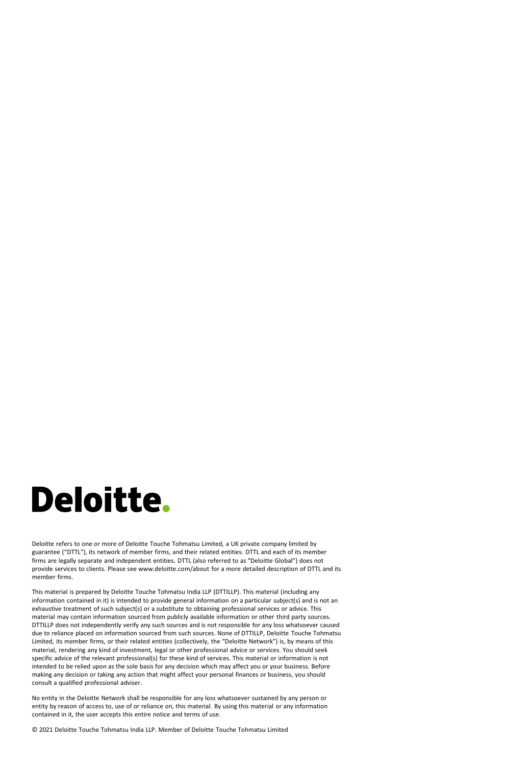# Deloitte.

Deloitte refers to one or more of Deloitte Touche Tohmatsu Limited, a UK private company limited by guarantee ("DTTL"), its network of member firms, and their related entities. DTTL and each of its member firms are legally separate and independent entities. DTTL (also referred to as "Deloitte Global") does not provide services to clients. Please see www.deloitte.com/about for a more detailed description of DTTL and its member firms.

This material is prepared by Deloitte Touche Tohmatsu India LLP (DTTILLP). This material (including any information contained in it) is intended to provide general information on a particular subject(s) and is not an exhaustive treatment of such subject(s) or a substitute to obtaining professional services or advice. This material may contain information sourced from publicly available information or other third party sources. DTTILLP does not independently verify any such sources and is not responsible for any loss whatsoever caused due to reliance placed on information sourced from such sources. None of DTTILLP, Deloitte Touche Tohmatsu Limited, its member firms, or their related entities (collectively, the "Deloitte Network") is, by means of this material, rendering any kind of investment, legal or other professional advice or services. You should seek specific advice of the relevant professional(s) for these kind of services. This material or information is not intended to be relied upon as the sole basis for any decision which may affect you or your business. Before making any decision or taking any action that might affect your personal finances or business, you should consult a qualified professional adviser.

No entity in the Deloitte Network shall be responsible for any loss whatsoever sustained by any person or entity by reason of access to, use of or reliance on, this material. By using this material or any information contained in it, the user accepts this entire notice and terms of use.

© 2021 Deloitte Touche Tohmatsu India LLP. Member of Deloitte Touche Tohmatsu Limited